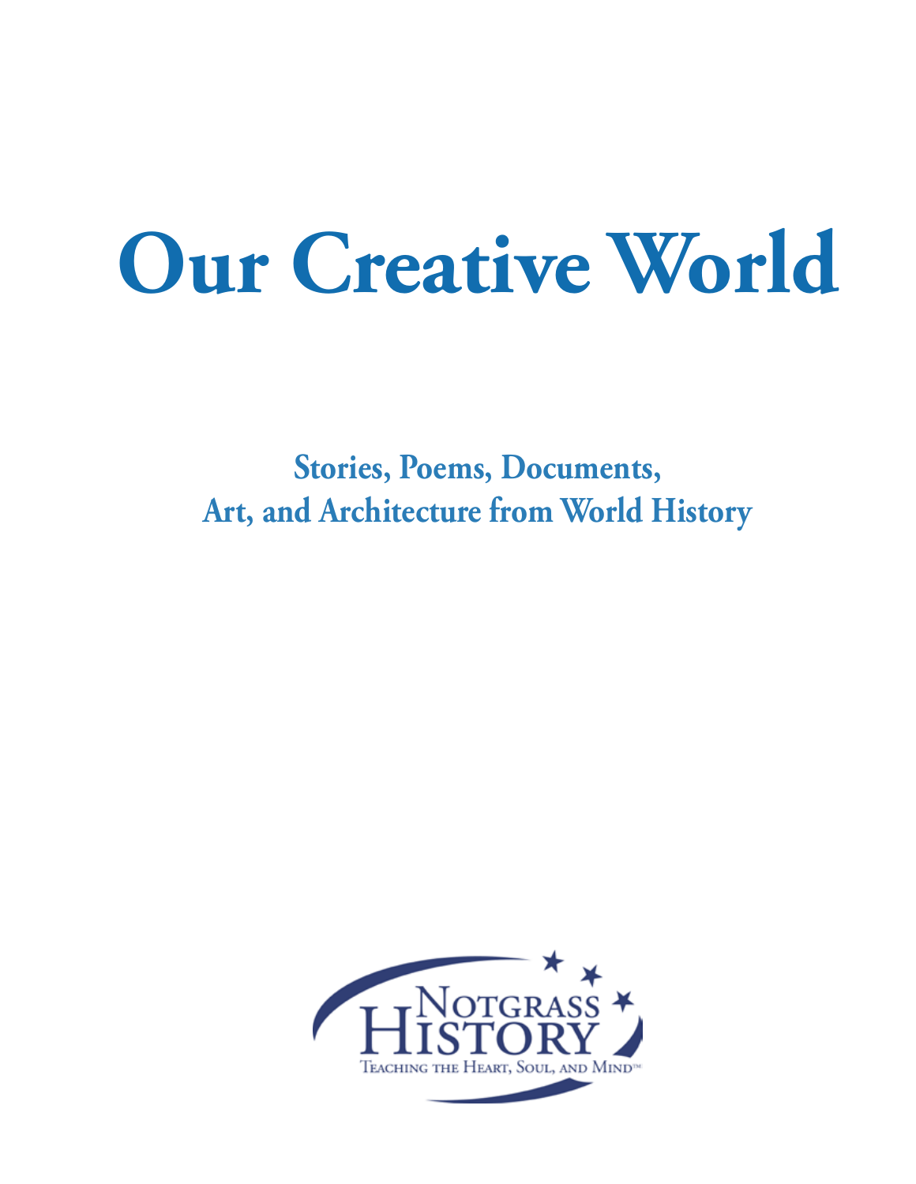# Our Creative World

## Stories, Poems, Documents, Art, and Architecture from World History

Notgrass History

Teaching the Heart, Soul, and Mind™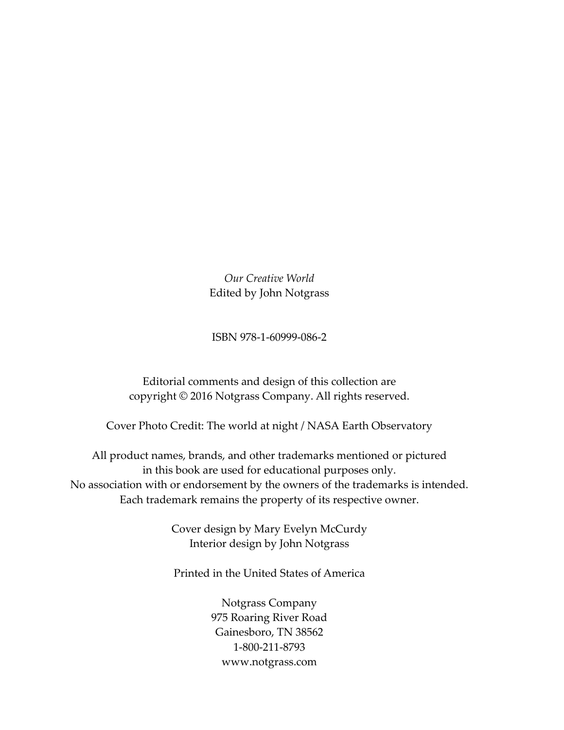*Our Creative World*
Edited by John Notgrass

ISBN 978-1-60999-086-2

Editorial comments and design of this collection are
copyright © 2016 Notgrass Company. All rights reserved.

Cover Photo Credit: The world at night / NASA Earth Observatory

All product names, brands, and other trademarks mentioned or pictured
in this book are used for educational purposes only.
No association with or endorsement by the owners of the trademarks is intended.
Each trademark remains the property of its respective owner.

Cover design by Mary Evelyn McCurdy
Interior design by John Notgrass

Printed in the United States of America

Notgrass Company
975 Roaring River Road
Gainesboro, TN 38562
1-800-211-8793
www.notgrass.com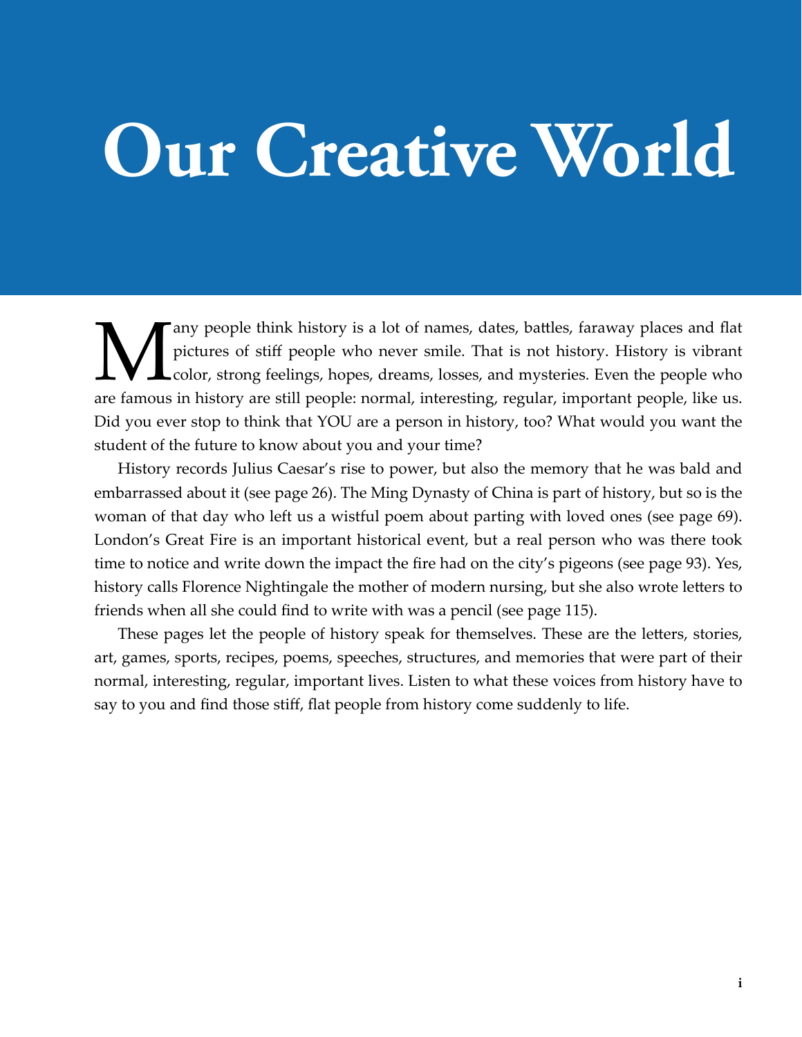# Our Creative World

Many people think history is a lot of names, dates, battles, faraway places and flat pictures of stiff people who never smile. That is not history. History is vibrant color, strong feelings, hopes, dreams, losses, and mysteries. Even the people who are famous in history are still people: normal, interesting, regular, important people, like us. Did you ever stop to think that YOU are a person in history, too? What would you want the student of the future to know about you and your time?

History records Julius Caesar's rise to power, but also the memory that he was bald and embarrassed about it (see page 26). The Ming Dynasty of China is part of history, but so is the woman of that day who left us a wistful poem about parting with loved ones (see page 69). London's Great Fire is an important historical event, but a real person who was there took time to notice and write down the impact the fire had on the city's pigeons (see page 93). Yes, history calls Florence Nightingale the mother of modern nursing, but she also wrote letters to friends when all she could find to write with was a pencil (see page 115).

These pages let the people of history speak for themselves. These are the letters, stories, art, games, sports, recipes, poems, speeches, structures, and memories that were part of their normal, interesting, regular, important lives. Listen to what these voices from history have to say to you and find those stiff, flat people from history come suddenly to life.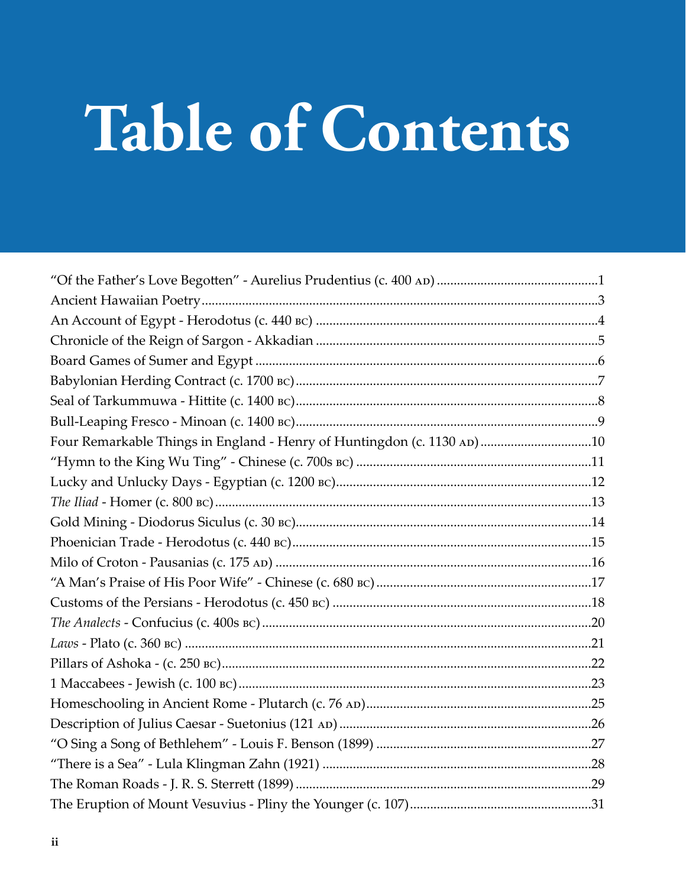# Table of Contents

"Of the Father's Love Begotten" - Aurelius Prudentius (c. 400 AD) ....1
Ancient Hawaiian Poetry ....3
An Account of Egypt - Herodotus (c. 440 BC) ....4
Chronicle of the Reign of Sargon - Akkadian ....5
Board Games of Sumer and Egypt ....6
Babylonian Herding Contract (c. 1700 BC) ....7
Seal of Tarkummuwa - Hittite (c. 1400 BC) ....8
Bull-Leaping Fresco - Minoan (c. 1400 BC) ....9
Four Remarkable Things in England - Henry of Huntingdon (c. 1130 AD) ....10
"Hymn to the King Wu Ting" - Chinese (c. 700s BC) ....11
Lucky and Unlucky Days - Egyptian (c. 1200 BC) ....12
*The Iliad* - Homer (c. 800 BC) ....13
Gold Mining - Diodorus Siculus (c. 30 BC) ....14
Phoenician Trade - Herodotus (c. 440 BC) ....15
Milo of Croton - Pausanias (c. 175 AD) ....16
"A Man's Praise of His Poor Wife" - Chinese (c. 680 BC) ....17
Customs of the Persians - Herodotus (c. 450 BC) ....18
*The Analects* - Confucius (c. 400s BC) ....20
*Laws* - Plato (c. 360 BC) ....21
Pillars of Ashoka - (c. 250 BC) ....22
1 Maccabees - Jewish (c. 100 BC) ....23
Homeschooling in Ancient Rome - Plutarch (c. 76 AD) ....25
Description of Julius Caesar - Suetonius (121 AD) ....26
"O Sing a Song of Bethlehem" - Louis F. Benson (1899) ....27
"There is a Sea" - Lula Klingman Zahn (1921) ....28
The Roman Roads - J. R. S. Sterrett (1899) ....29
The Eruption of Mount Vesuvius - Pliny the Younger (c. 107) ....31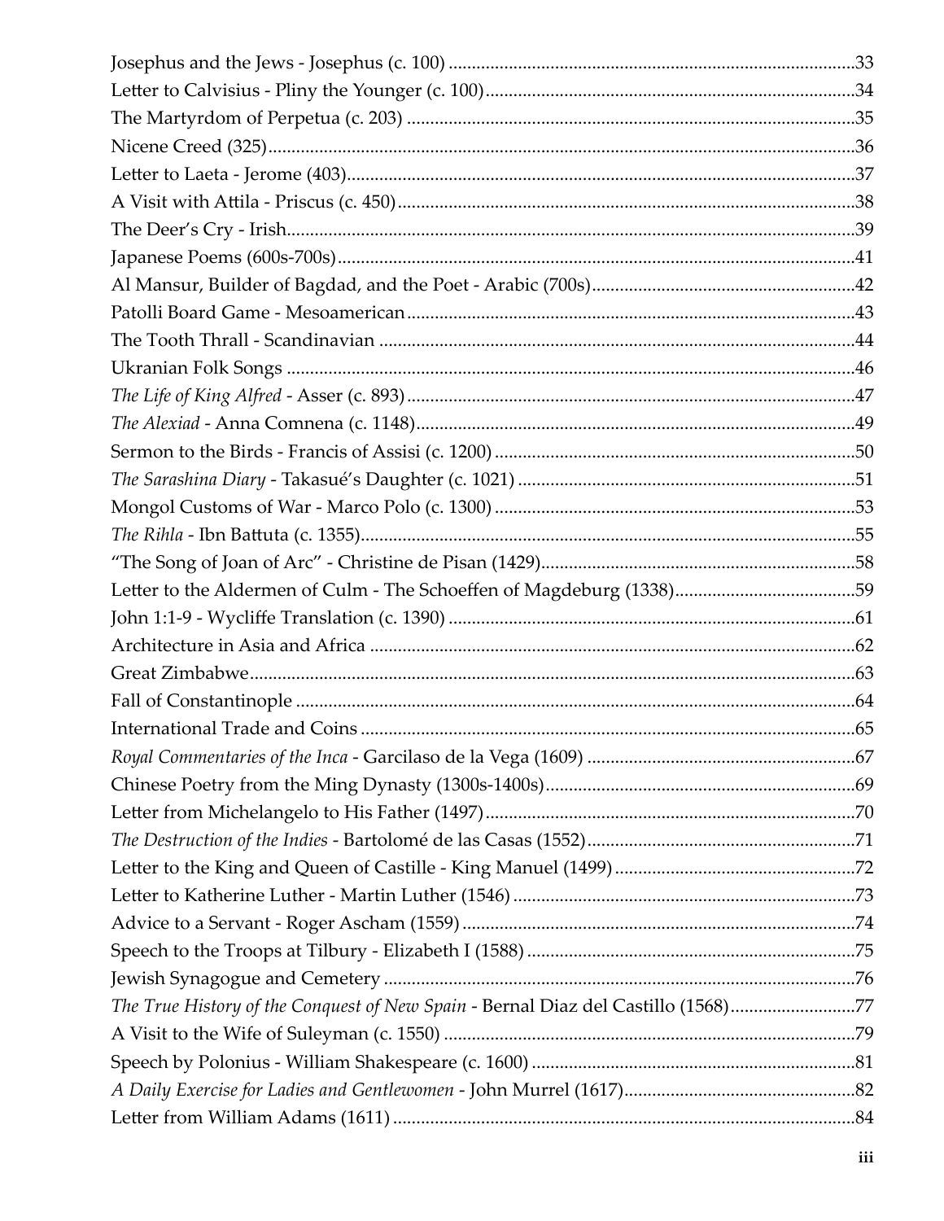Josephus and the Jews - Josephus (c. 100) ....................................................................................33
Letter to Calvisius - Pliny the Younger (c. 100)..............................................................................34
The Martyrdom of Perpetua (c. 203) ................................................................................................35
Nicene Creed (325)...............................................................................................................................36
Letter to Laeta - Jerome (403)..............................................................................................................37
A Visit with Attila - Priscus (c. 450)...................................................................................................38
The Deer's Cry - Irish...........................................................................................................................39
Japanese Poems (600s-700s)................................................................................................................41
Al Mansur, Builder of Bagdad, and the Poet - Arabic (700s).........................................................42
Patolli Board Game - Mesoamerican.................................................................................................43
The Tooth Thrall - Scandinavian .......................................................................................................44
Ukranian Folk Songs ...........................................................................................................................46
*The Life of King Alfred* - Asser (c. 893)................................................................................................47
*The Alexiad* - Anna Comnena (c. 1148)...............................................................................................49
Sermon to the Birds - Francis of Assisi (c. 1200)..............................................................................50
*The Sarashina Diary* - Takasué's Daughter (c. 1021) .........................................................................51
Mongol Customs of War - Marco Polo (c. 1300) ..............................................................................53
*The Rihla* - Ibn Battuta (c. 1355)..........................................................................................................55
"The Song of Joan of Arc" - Christine de Pisan (1429)....................................................................58
Letter to the Aldermen of Culm - The Schoeffen of Magdeburg (1338).......................................59
John 1:1-9 - Wycliffe Translation (c. 1390) ........................................................................................61
Architecture in Asia and Africa .........................................................................................................62
Great Zimbabwe...................................................................................................................................63
Fall of Constantinople .........................................................................................................................64
International Trade and Coins ...........................................................................................................65
*Royal Commentaries of the Inca* - Garcilaso de la Vega (1609) ..........................................................67
Chinese Poetry from the Ming Dynasty (1300s-1400s)...................................................................69
Letter from Michelangelo to His Father (1497)................................................................................70
*The Destruction of the Indies* - Bartolomé de las Casas (1552)...........................................................71
Letter to the King and Queen of Castille - King Manuel (1499)....................................................72
Letter to Katherine Luther - Martin Luther (1546)...........................................................................73
Advice to a Servant - Roger Ascham (1559).....................................................................................74
Speech to the Troops at Tilbury - Elizabeth I (1588).......................................................................75
Jewish Synagogue and Cemetery ......................................................................................................76
*The True History of the Conquest of New Spain* - Bernal Diaz del Castillo (1568)............................77
A Visit to the Wife of Suleyman (c. 1550) .........................................................................................79
Speech by Polonius - William Shakespeare (c. 1600) ......................................................................81
*A Daily Exercise for Ladies and Gentlewomen* - John Murrel (1617)..................................................82
Letter from William Adams (1611) ....................................................................................................84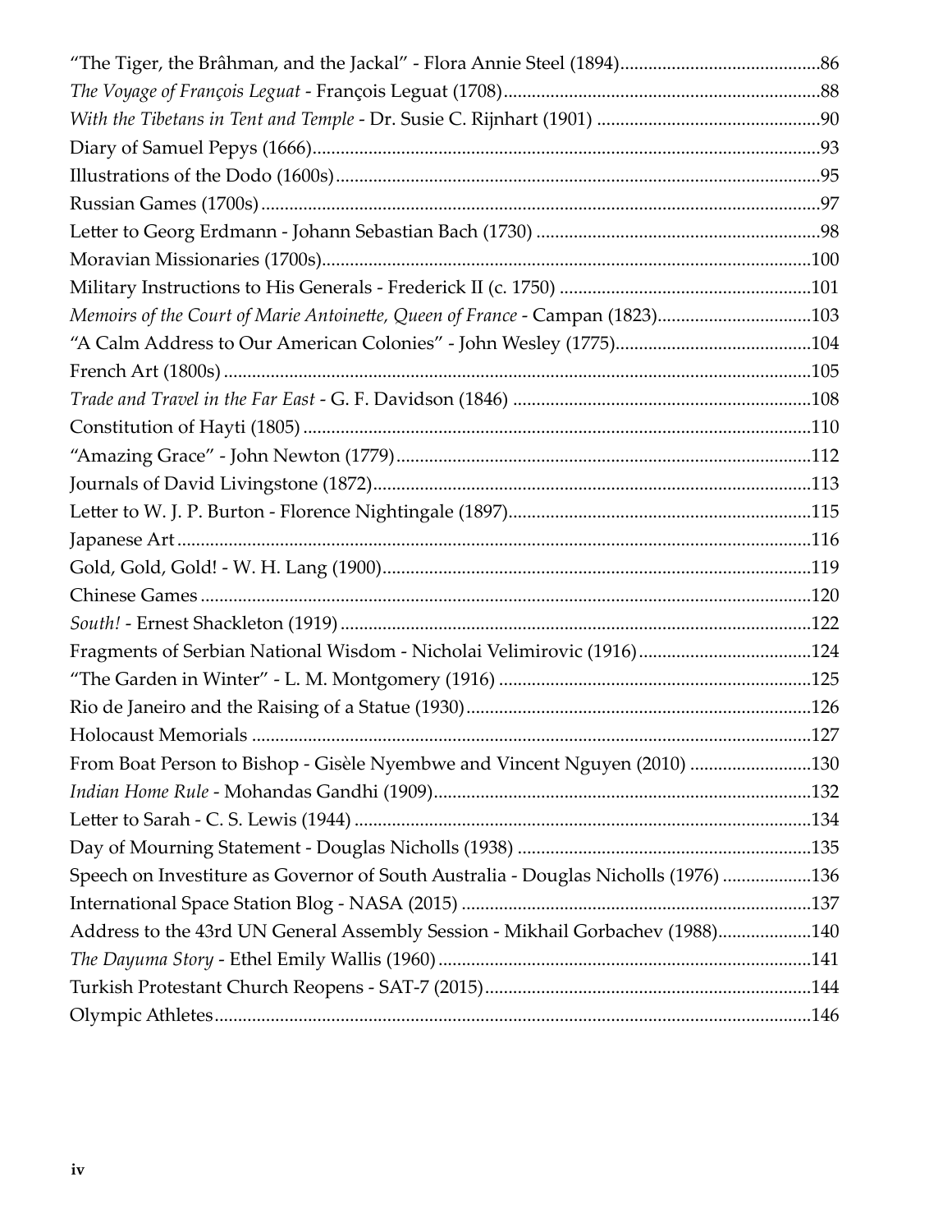"The Tiger, the Brâhman, and the Jackal" - Flora Annie Steel (1894)....86
*The Voyage of François Leguat* - François Leguat (1708)....88
*With the Tibetans in Tent and Temple* - Dr. Susie C. Rijnhart (1901)....90
Diary of Samuel Pepys (1666)....93
Illustrations of the Dodo (1600s)....95
Russian Games (1700s)....97
Letter to Georg Erdmann - Johann Sebastian Bach (1730)....98
Moravian Missionaries (1700s)....100
Military Instructions to His Generals - Frederick II (c. 1750)....101
*Memoirs of the Court of Marie Antoinette, Queen of France* - Campan (1823)....103
"A Calm Address to Our American Colonies" - John Wesley (1775)....104
French Art (1800s)....105
*Trade and Travel in the Far East* - G. F. Davidson (1846)....108
Constitution of Hayti (1805)....110
"Amazing Grace" - John Newton (1779)....112
Journals of David Livingstone (1872)....113
Letter to W. J. P. Burton - Florence Nightingale (1897)....115
Japanese Art....116
Gold, Gold, Gold! - W. H. Lang (1900)....119
Chinese Games....120
*South!* - Ernest Shackleton (1919)....122
Fragments of Serbian National Wisdom - Nicholai Velimirovic (1916)....124
"The Garden in Winter" - L. M. Montgomery (1916)....125
Rio de Janeiro and the Raising of a Statue (1930)....126
Holocaust Memorials....127
From Boat Person to Bishop - Gisèle Nyembwe and Vincent Nguyen (2010)....130
*Indian Home Rule* - Mohandas Gandhi (1909)....132
Letter to Sarah - C. S. Lewis (1944)....134
Day of Mourning Statement - Douglas Nicholls (1938)....135
Speech on Investiture as Governor of South Australia - Douglas Nicholls (1976)....136
International Space Station Blog - NASA (2015)....137
Address to the 43rd UN General Assembly Session - Mikhail Gorbachev (1988)....140
*The Dayuma Story* - Ethel Emily Wallis (1960)....141
Turkish Protestant Church Reopens - SAT-7 (2015)....144
Olympic Athletes....146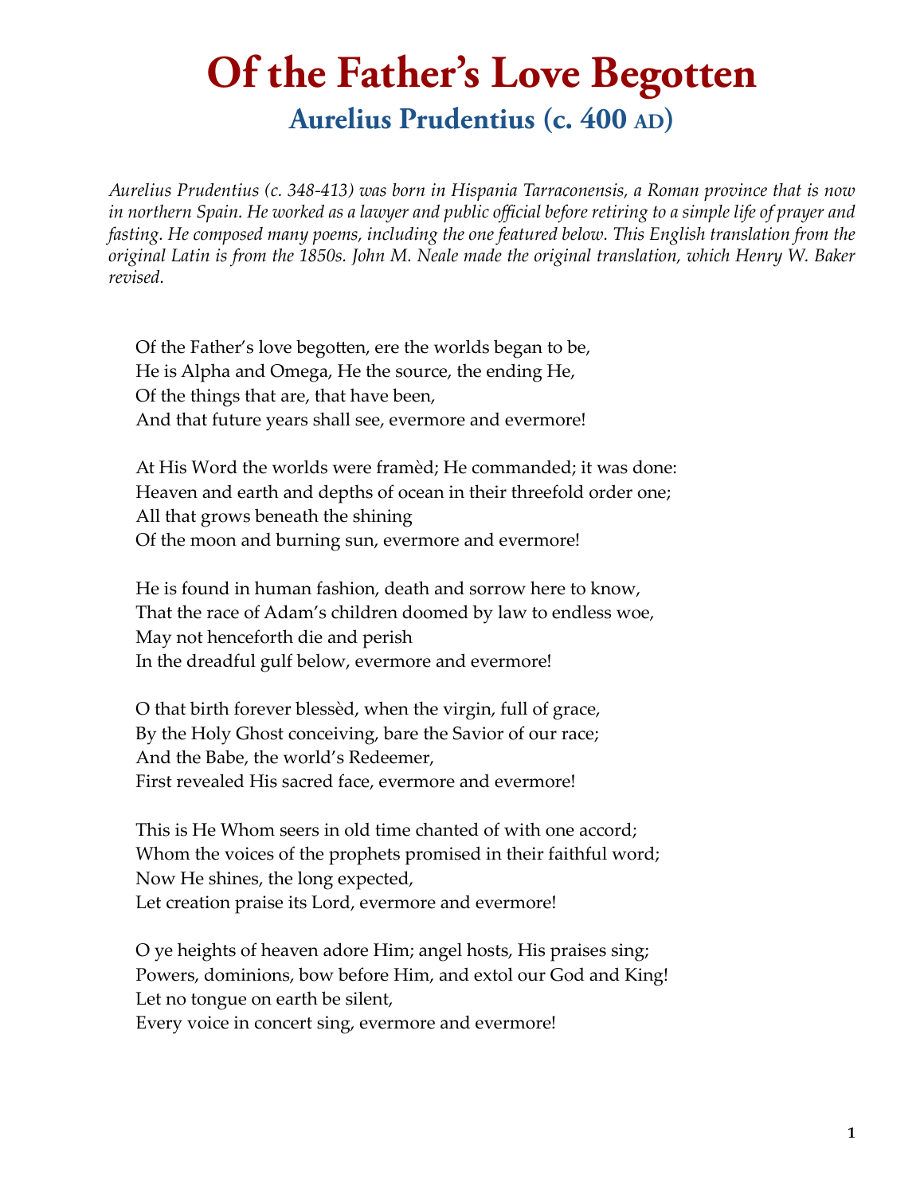# Of the Father's Love Begotten

## Aurelius Prudentius (c. 400 AD)

*Aurelius Prudentius (c. 348-413) was born in Hispania Tarraconensis, a Roman province that is now in northern Spain. He worked as a lawyer and public official before retiring to a simple life of prayer and fasting. He composed many poems, including the one featured below. This English translation from the original Latin is from the 1850s. John M. Neale made the original translation, which Henry W. Baker revised.*

Of the Father's love begotten, ere the worlds began to be,  
He is Alpha and Omega, He the source, the ending He,  
Of the things that are, that have been,  
And that future years shall see, evermore and evermore!

At His Word the worlds were framèd; He commanded; it was done:  
Heaven and earth and depths of ocean in their threefold order one;  
All that grows beneath the shining  
Of the moon and burning sun, evermore and evermore!

He is found in human fashion, death and sorrow here to know,  
That the race of Adam's children doomed by law to endless woe,  
May not henceforth die and perish  
In the dreadful gulf below, evermore and evermore!

O that birth forever blessèd, when the virgin, full of grace,  
By the Holy Ghost conceiving, bare the Savior of our race;  
And the Babe, the world's Redeemer,  
First revealed His sacred face, evermore and evermore!

This is He Whom seers in old time chanted of with one accord;  
Whom the voices of the prophets promised in their faithful word;  
Now He shines, the long expected,  
Let creation praise its Lord, evermore and evermore!

O ye heights of heaven adore Him; angel hosts, His praises sing;  
Powers, dominions, bow before Him, and extol our God and King!  
Let no tongue on earth be silent,  
Every voice in concert sing, evermore and evermore!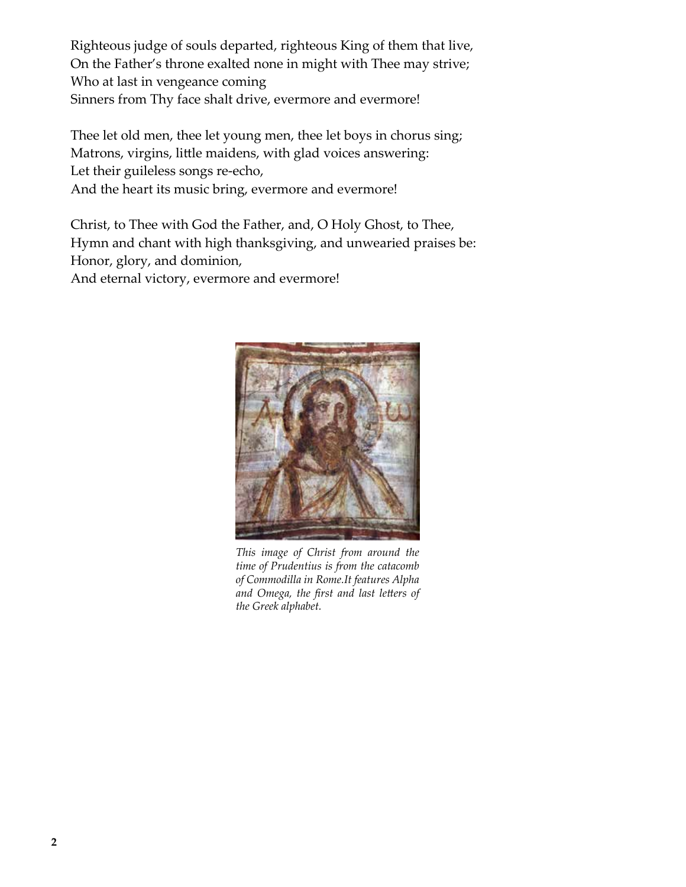Righteous judge of souls departed, righteous King of them that live,
On the Father's throne exalted none in might with Thee may strive;
Who at last in vengeance coming
Sinners from Thy face shalt drive, evermore and evermore!

Thee let old men, thee let young men, thee let boys in chorus sing;
Matrons, virgins, little maidens, with glad voices answering:
Let their guileless songs re-echo,
And the heart its music bring, evermore and evermore!

Christ, to Thee with God the Father, and, O Holy Ghost, to Thee,
Hymn and chant with high thanksgiving, and unwearied praises be:
Honor, glory, and dominion,
And eternal victory, evermore and evermore!

*This image of Christ from around the time of Prudentius is from the catacomb of Commodilla in Rome.It features Alpha and Omega, the first and last letters of the Greek alphabet.*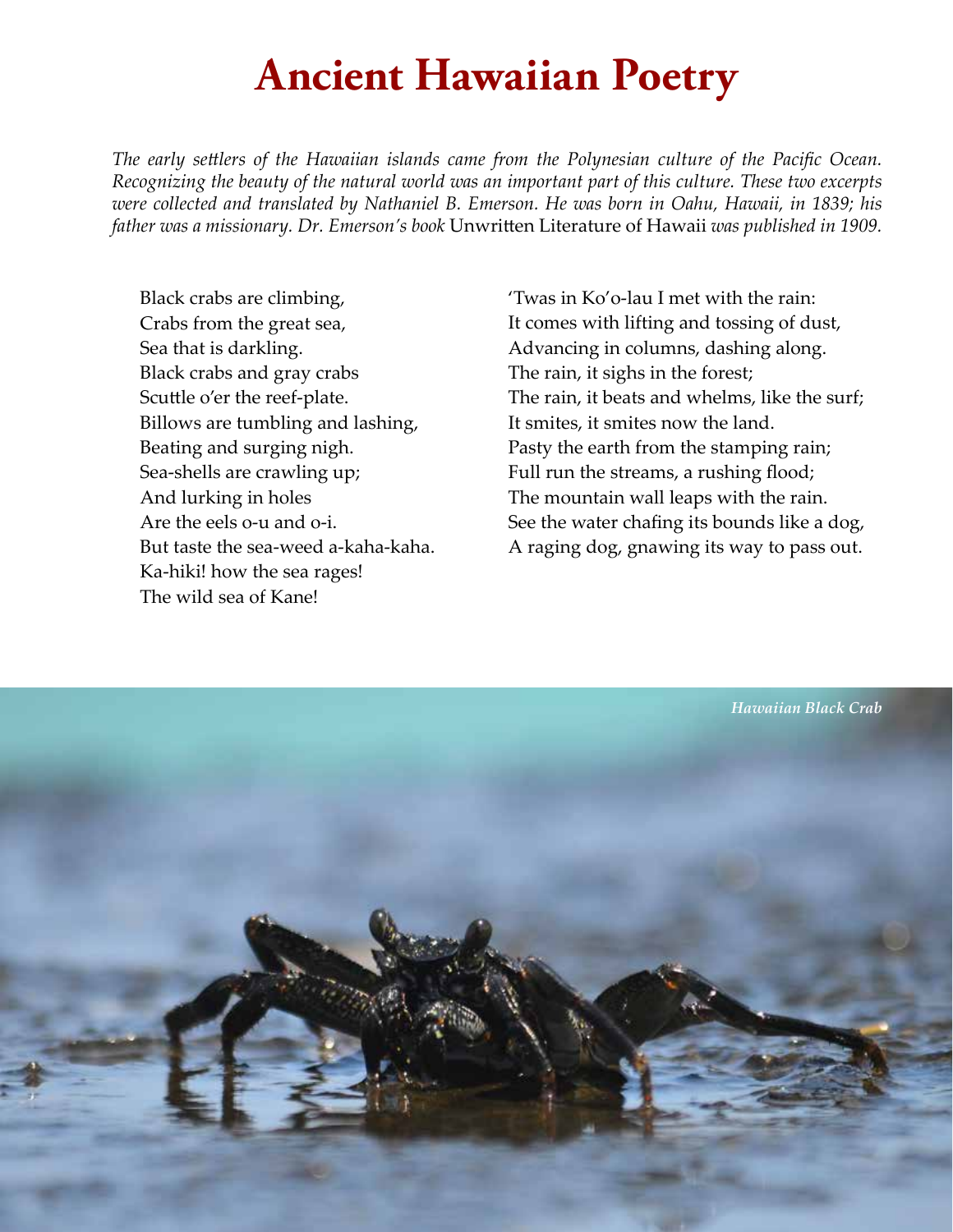# Ancient Hawaiian Poetry

*The early settlers of the Hawaiian islands came from the Polynesian culture of the Pacific Ocean. Recognizing the beauty of the natural world was an important part of this culture. These two excerpts were collected and translated by Nathaniel B. Emerson. He was born in Oahu, Hawaii, in 1839; his father was a missionary. Dr. Emerson's book* Unwritten Literature of Hawaii *was published in 1909.*

Black crabs are climbing,
Crabs from the great sea,
Sea that is darkling.
Black crabs and gray crabs
Scuttle o'er the reef-plate.
Billows are tumbling and lashing,
Beating and surging nigh.
Sea-shells are crawling up;
And lurking in holes
Are the eels o-u and o-i.
But taste the sea-weed a-kaha-kaha.
Ka-hiki! how the sea rages!
The wild sea of Kane!

'Twas in Ko'o-lau I met with the rain:
It comes with lifting and tossing of dust,
Advancing in columns, dashing along.
The rain, it sighs in the forest;
The rain, it beats and whelms, like the surf;
It smites, it smites now the land.
Pasty the earth from the stamping rain;
Full run the streams, a rushing flood;
The mountain wall leaps with the rain.
See the water chafing its bounds like a dog,
A raging dog, gnawing its way to pass out.

*Hawaiian Black Crab*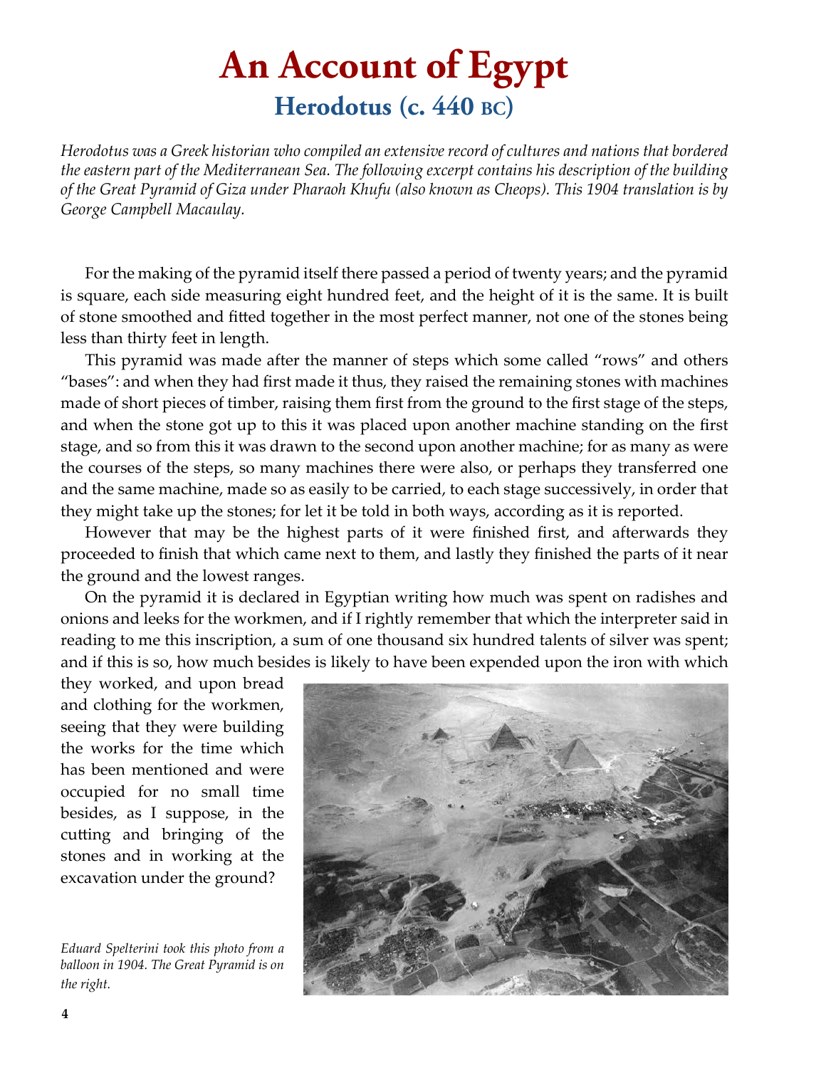# An Account of Egypt

## Herodotus (c. 440 BC)

*Herodotus was a Greek historian who compiled an extensive record of cultures and nations that bordered the eastern part of the Mediterranean Sea. The following excerpt contains his description of the building of the Great Pyramid of Giza under Pharaoh Khufu (also known as Cheops). This 1904 translation is by George Campbell Macaulay.*

For the making of the pyramid itself there passed a period of twenty years; and the pyramid is square, each side measuring eight hundred feet, and the height of it is the same. It is built of stone smoothed and fitted together in the most perfect manner, not one of the stones being less than thirty feet in length.

This pyramid was made after the manner of steps which some called "rows" and others "bases": and when they had first made it thus, they raised the remaining stones with machines made of short pieces of timber, raising them first from the ground to the first stage of the steps, and when the stone got up to this it was placed upon another machine standing on the first stage, and so from this it was drawn to the second upon another machine; for as many as were the courses of the steps, so many machines there were also, or perhaps they transferred one and the same machine, made so as easily to be carried, to each stage successively, in order that they might take up the stones; for let it be told in both ways, according as it is reported.

However that may be the highest parts of it were finished first, and afterwards they proceeded to finish that which came next to them, and lastly they finished the parts of it near the ground and the lowest ranges.

On the pyramid it is declared in Egyptian writing how much was spent on radishes and onions and leeks for the workmen, and if I rightly remember that which the interpreter said in reading to me this inscription, a sum of one thousand six hundred talents of silver was spent; and if this is so, how much besides is likely to have been expended upon the iron with which they worked, and upon bread and clothing for the workmen, seeing that they were building the works for the time which has been mentioned and were occupied for no small time besides, as I suppose, in the cutting and bringing of the stones and in working at the excavation under the ground?

*Eduard Spelterini took this photo from a balloon in 1904. The Great Pyramid is on the right.*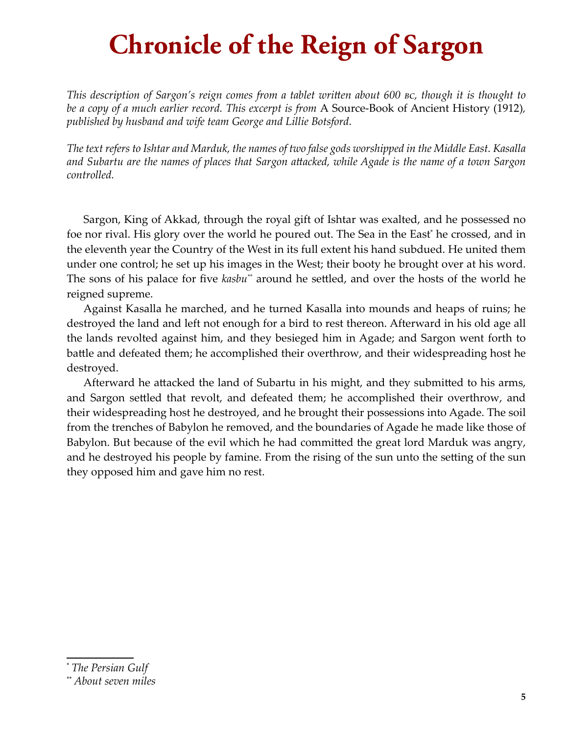# Chronicle of the Reign of Sargon

*This description of Sargon's reign comes from a tablet written about 600 BC, though it is thought to be a copy of a much earlier record. This excerpt is from* A Source-Book of Ancient History (1912)*, published by husband and wife team George and Lillie Botsford.*

*The text refers to Ishtar and Marduk, the names of two false gods worshipped in the Middle East. Kasalla and Subartu are the names of places that Sargon attacked, while Agade is the name of a town Sargon controlled.*

Sargon, King of Akkad, through the royal gift of Ishtar was exalted, and he possessed no foe nor rival. His glory over the world he poured out. The Sea in the East* he crossed, and in the eleventh year the Country of the West in its full extent his hand subdued. He united them under one control; he set up his images in the West; their booty he brought over at his word. The sons of his palace for five *kasbu*** around he settled, and over the hosts of the world he reigned supreme.

Against Kasalla he marched, and he turned Kasalla into mounds and heaps of ruins; he destroyed the land and left not enough for a bird to rest thereon. Afterward in his old age all the lands revolted against him, and they besieged him in Agade; and Sargon went forth to battle and defeated them; he accomplished their overthrow, and their widespreading host he destroyed.

Afterward he attacked the land of Subartu in his might, and they submitted to his arms, and Sargon settled that revolt, and defeated them; he accomplished their overthrow, and their widespreading host he destroyed, and he brought their possessions into Agade. The soil from the trenches of Babylon he removed, and the boundaries of Agade he made like those of Babylon. But because of the evil which he had committed the great lord Marduk was angry, and he destroyed his people by famine. From the rising of the sun unto the setting of the sun they opposed him and gave him no rest.

---

\* *The Persian Gulf*

\** *About seven miles*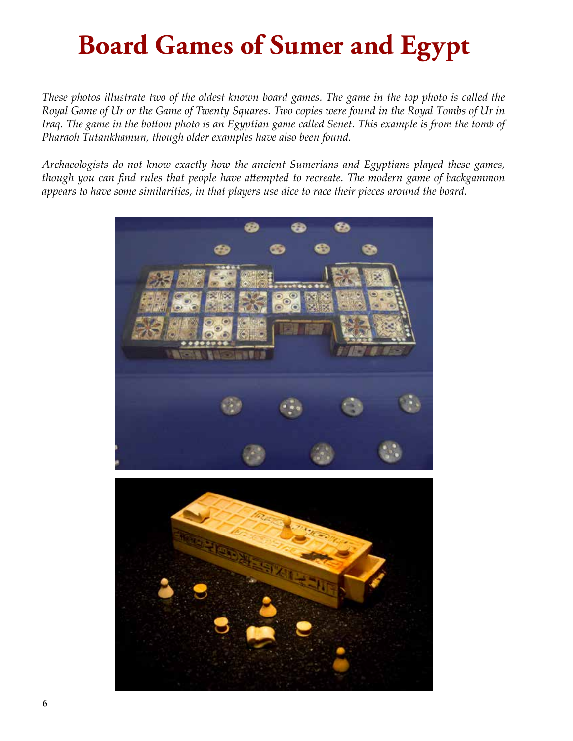# Board Games of Sumer and Egypt

*These photos illustrate two of the oldest known board games. The game in the top photo is called the Royal Game of Ur or the Game of Twenty Squares. Two copies were found in the Royal Tombs of Ur in Iraq. The game in the bottom photo is an Egyptian game called Senet. This example is from the tomb of Pharaoh Tutankhamun, though older examples have also been found.*

*Archaeologists do not know exactly how the ancient Sumerians and Egyptians played these games, though you can find rules that people have attempted to recreate. The modern game of backgammon appears to have some similarities, in that players use dice to race their pieces around the board.*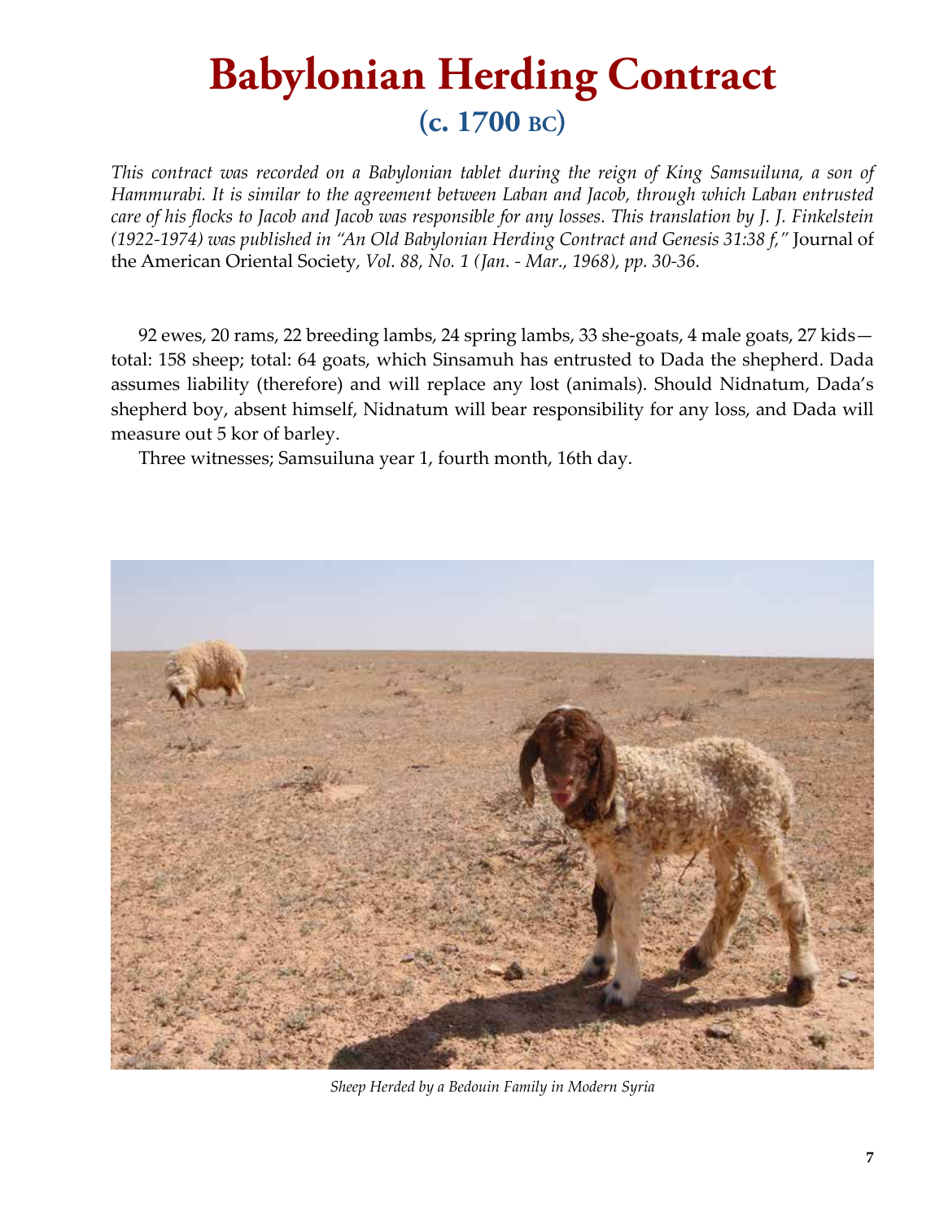# Babylonian Herding Contract

## (c. 1700 BC)

*This contract was recorded on a Babylonian tablet during the reign of King Samsuiluna, a son of Hammurabi. It is similar to the agreement between Laban and Jacob, through which Laban entrusted care of his flocks to Jacob and Jacob was responsible for any losses. This translation by J. J. Finkelstein (1922-1974) was published in "An Old Babylonian Herding Contract and Genesis 31:38 f,"* Journal of the American Oriental Society*, Vol. 88, No. 1 (Jan. - Mar., 1968), pp. 30-36.*

92 ewes, 20 rams, 22 breeding lambs, 24 spring lambs, 33 she-goats, 4 male goats, 27 kids—total: 158 sheep; total: 64 goats, which Sinsamuh has entrusted to Dada the shepherd. Dada assumes liability (therefore) and will replace any lost (animals). Should Nidnatum, Dada's shepherd boy, absent himself, Nidnatum will bear responsibility for any loss, and Dada will measure out 5 kor of barley.

Three witnesses; Samsuiluna year 1, fourth month, 16th day.

*Sheep Herded by a Bedouin Family in Modern Syria*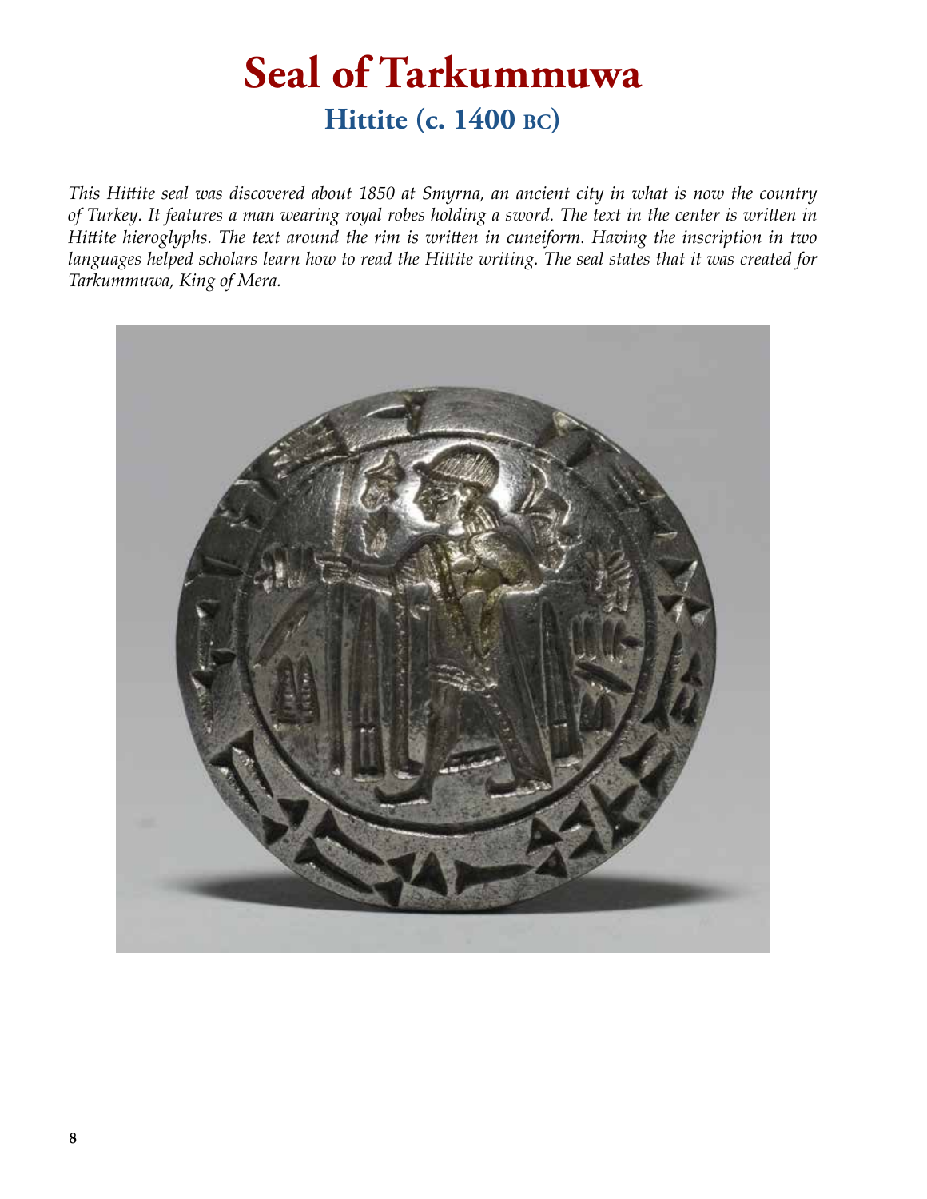# Seal of Tarkummuwa

## Hittite (c. 1400 BC)

*This Hittite seal was discovered about 1850 at Smyrna, an ancient city in what is now the country of Turkey. It features a man wearing royal robes holding a sword. The text in the center is written in Hittite hieroglyphs. The text around the rim is written in cuneiform. Having the inscription in two languages helped scholars learn how to read the Hittite writing. The seal states that it was created for Tarkummuwa, King of Mera.*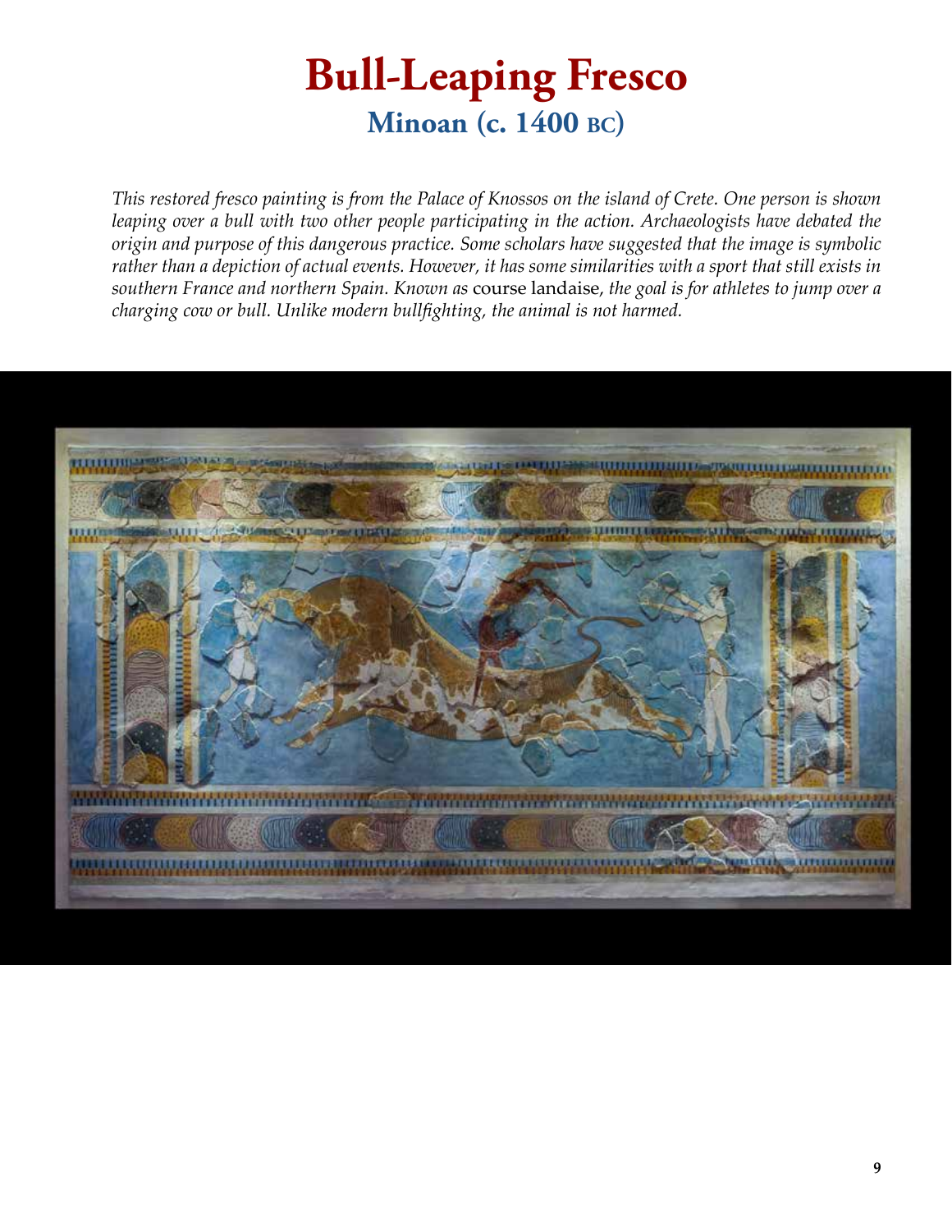# Bull-Leaping Fresco

## Minoan (c. 1400 BC)

*This restored fresco painting is from the Palace of Knossos on the island of Crete. One person is shown leaping over a bull with two other people participating in the action. Archaeologists have debated the origin and purpose of this dangerous practice. Some scholars have suggested that the image is symbolic rather than a depiction of actual events. However, it has some similarities with a sport that still exists in southern France and northern Spain. Known as* course landaise*, the goal is for athletes to jump over a charging cow or bull. Unlike modern bullfighting, the animal is not harmed.*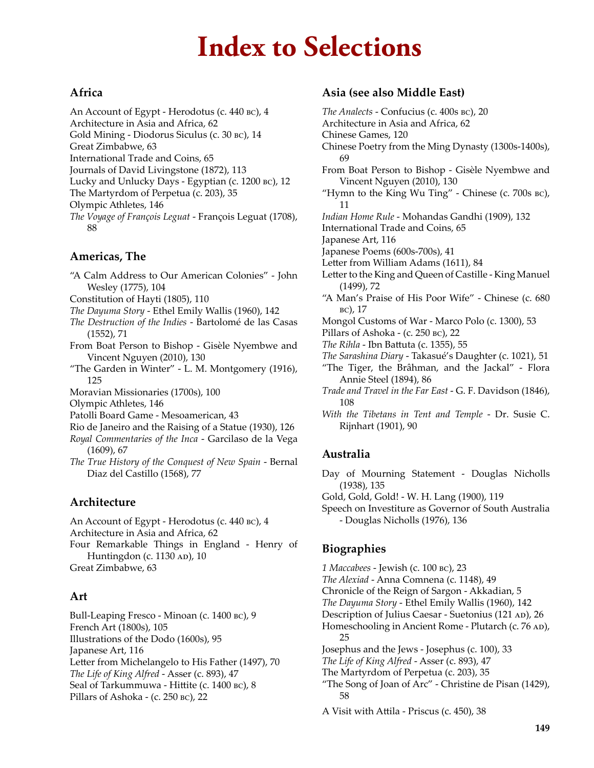# Index to Selections

## Africa

An Account of Egypt - Herodotus (c. 440 BC), 4
Architecture in Asia and Africa, 62
Gold Mining - Diodorus Siculus (c. 30 BC), 14
Great Zimbabwe, 63
International Trade and Coins, 65
Journals of David Livingstone (1872), 113
Lucky and Unlucky Days - Egyptian (c. 1200 BC), 12
The Martyrdom of Perpetua (c. 203), 35
Olympic Athletes, 146
*The Voyage of François Leguat* - François Leguat (1708), 88

## Americas, The

"A Calm Address to Our American Colonies" - John Wesley (1775), 104
Constitution of Hayti (1805), 110
*The Dayuma Story* - Ethel Emily Wallis (1960), 142
*The Destruction of the Indies* - Bartolomé de las Casas (1552), 71
From Boat Person to Bishop - Gisèle Nyembwe and Vincent Nguyen (2010), 130
"The Garden in Winter" - L. M. Montgomery (1916), 125
Moravian Missionaries (1700s), 100
Olympic Athletes, 146
Patolli Board Game - Mesoamerican, 43
Rio de Janeiro and the Raising of a Statue (1930), 126
*Royal Commentaries of the Inca* - Garcilaso de la Vega (1609), 67
*The True History of the Conquest of New Spain* - Bernal Diaz del Castillo (1568), 77

## Architecture

An Account of Egypt - Herodotus (c. 440 BC), 4
Architecture in Asia and Africa, 62
Four Remarkable Things in England - Henry of Huntingdon (c. 1130 AD), 10
Great Zimbabwe, 63

## Art

Bull-Leaping Fresco - Minoan (c. 1400 BC), 9
French Art (1800s), 105
Illustrations of the Dodo (1600s), 95
Japanese Art, 116
Letter from Michelangelo to His Father (1497), 70
*The Life of King Alfred* - Asser (c. 893), 47
Seal of Tarkummuwa - Hittite (c. 1400 BC), 8
Pillars of Ashoka - (c. 250 BC), 22

## Asia (see also Middle East)

*The Analects* - Confucius (c. 400s BC), 20
Architecture in Asia and Africa, 62
Chinese Games, 120
Chinese Poetry from the Ming Dynasty (1300s-1400s), 69
From Boat Person to Bishop - Gisèle Nyembwe and Vincent Nguyen (2010), 130
"Hymn to the King Wu Ting" - Chinese (c. 700s BC), 11
*Indian Home Rule* - Mohandas Gandhi (1909), 132
International Trade and Coins, 65
Japanese Art, 116
Japanese Poems (600s-700s), 41
Letter from William Adams (1611), 84
Letter to the King and Queen of Castille - King Manuel (1499), 72
"A Man's Praise of His Poor Wife" - Chinese (c. 680 BC), 17
Mongol Customs of War - Marco Polo (c. 1300), 53
Pillars of Ashoka - (c. 250 BC), 22
*The Rihla* - Ibn Battuta (c. 1355), 55
*The Sarashina Diary* - Takasué's Daughter (c. 1021), 51
"The Tiger, the Brâhman, and the Jackal" - Flora Annie Steel (1894), 86
*Trade and Travel in the Far East* - G. F. Davidson (1846), 108
*With the Tibetans in Tent and Temple* - Dr. Susie C. Rijnhart (1901), 90

## Australia

Day of Mourning Statement - Douglas Nicholls (1938), 135
Gold, Gold, Gold! - W. H. Lang (1900), 119
Speech on Investiture as Governor of South Australia - Douglas Nicholls (1976), 136

## Biographies

*1 Maccabees* - Jewish (c. 100 BC), 23
*The Alexiad* - Anna Comnena (c. 1148), 49
Chronicle of the Reign of Sargon - Akkadian, 5
*The Dayuma Story* - Ethel Emily Wallis (1960), 142
Description of Julius Caesar - Suetonius (121 AD), 26
Homeschooling in Ancient Rome - Plutarch (c. 76 AD), 25
Josephus and the Jews - Josephus (c. 100), 33
*The Life of King Alfred* - Asser (c. 893), 47
The Martyrdom of Perpetua (c. 203), 35
"The Song of Joan of Arc" - Christine de Pisan (1429), 58
A Visit with Attila - Priscus (c. 450), 38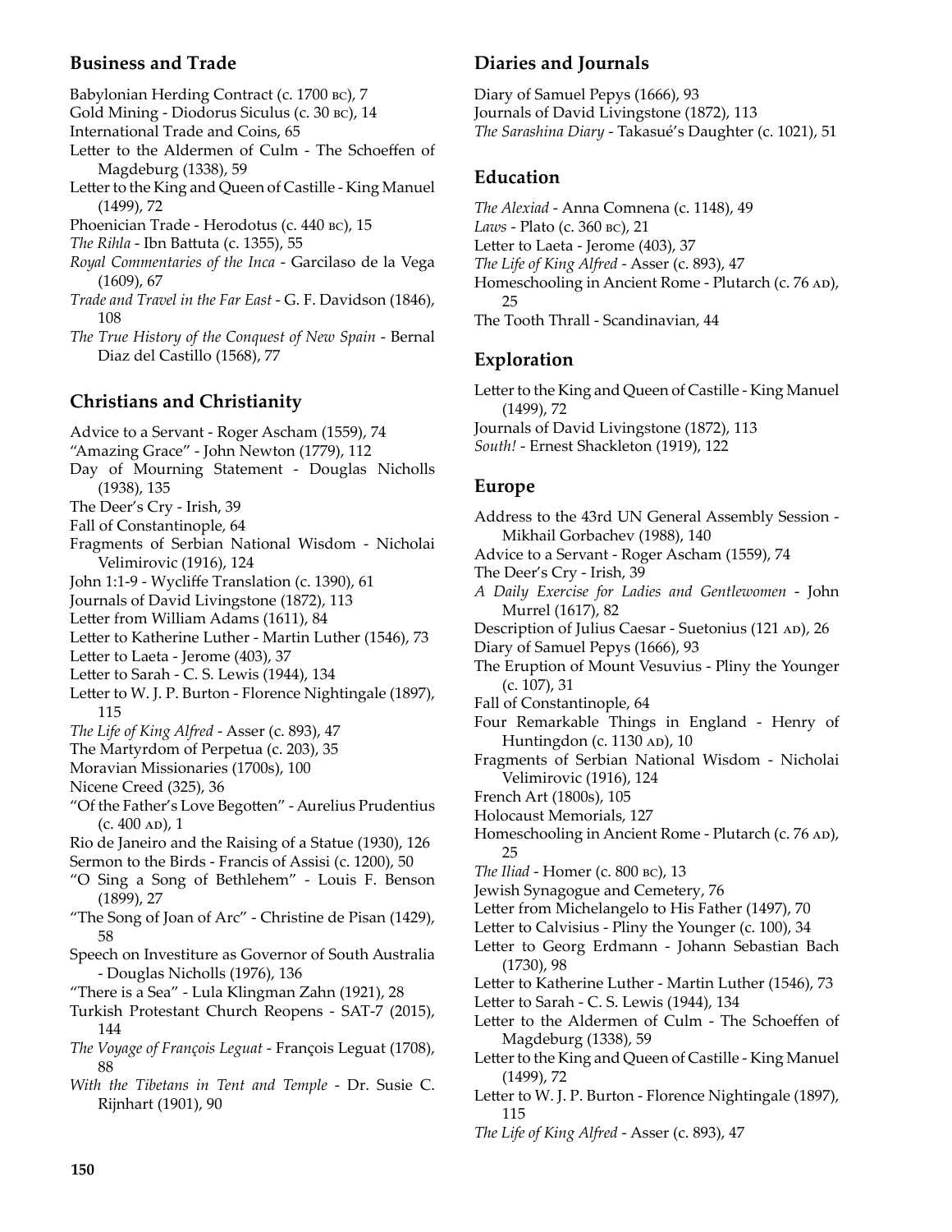## Business and Trade

Babylonian Herding Contract (c. 1700 BC), 7
Gold Mining - Diodorus Siculus (c. 30 BC), 14
International Trade and Coins, 65
Letter to the Aldermen of Culm - The Schoeffen of Magdeburg (1338), 59
Letter to the King and Queen of Castille - King Manuel (1499), 72
Phoenician Trade - Herodotus (c. 440 BC), 15
*The Rihla* - Ibn Battuta (c. 1355), 55
*Royal Commentaries of the Inca* - Garcilaso de la Vega (1609), 67
*Trade and Travel in the Far East* - G. F. Davidson (1846), 108
*The True History of the Conquest of New Spain* - Bernal Diaz del Castillo (1568), 77

## Christians and Christianity

Advice to a Servant - Roger Ascham (1559), 74
"Amazing Grace" - John Newton (1779), 112
Day of Mourning Statement - Douglas Nicholls (1938), 135
The Deer's Cry - Irish, 39
Fall of Constantinople, 64
Fragments of Serbian National Wisdom - Nicholai Velimirovic (1916), 124
John 1:1-9 - Wycliffe Translation (c. 1390), 61
Journals of David Livingstone (1872), 113
Letter from William Adams (1611), 84
Letter to Katherine Luther - Martin Luther (1546), 73
Letter to Laeta - Jerome (403), 37
Letter to Sarah - C. S. Lewis (1944), 134
Letter to W. J. P. Burton - Florence Nightingale (1897), 115
*The Life of King Alfred* - Asser (c. 893), 47
The Martyrdom of Perpetua (c. 203), 35
Moravian Missionaries (1700s), 100
Nicene Creed (325), 36
"Of the Father's Love Begotten" - Aurelius Prudentius (c. 400 AD), 1
Rio de Janeiro and the Raising of a Statue (1930), 126
Sermon to the Birds - Francis of Assisi (c. 1200), 50
"O Sing a Song of Bethlehem" - Louis F. Benson (1899), 27
"The Song of Joan of Arc" - Christine de Pisan (1429), 58
Speech on Investiture as Governor of South Australia - Douglas Nicholls (1976), 136
"There is a Sea" - Lula Klingman Zahn (1921), 28
Turkish Protestant Church Reopens - SAT-7 (2015), 144
*The Voyage of François Leguat* - François Leguat (1708), 88
*With the Tibetans in Tent and Temple* - Dr. Susie C. Rijnhart (1901), 90

## Diaries and Journals

Diary of Samuel Pepys (1666), 93
Journals of David Livingstone (1872), 113
*The Sarashina Diary* - Takasué's Daughter (c. 1021), 51

## Education

*The Alexiad* - Anna Comnena (c. 1148), 49
*Laws* - Plato (c. 360 BC), 21
Letter to Laeta - Jerome (403), 37
*The Life of King Alfred* - Asser (c. 893), 47
Homeschooling in Ancient Rome - Plutarch (c. 76 AD), 25
The Tooth Thrall - Scandinavian, 44

## Exploration

Letter to the King and Queen of Castille - King Manuel (1499), 72
Journals of David Livingstone (1872), 113
*South!* - Ernest Shackleton (1919), 122

## Europe

Address to the 43rd UN General Assembly Session - Mikhail Gorbachev (1988), 140
Advice to a Servant - Roger Ascham (1559), 74
The Deer's Cry - Irish, 39
*A Daily Exercise for Ladies and Gentlewomen* - John Murrel (1617), 82
Description of Julius Caesar - Suetonius (121 AD), 26
Diary of Samuel Pepys (1666), 93
The Eruption of Mount Vesuvius - Pliny the Younger (c. 107), 31
Fall of Constantinople, 64
Four Remarkable Things in England - Henry of Huntingdon (c. 1130 AD), 10
Fragments of Serbian National Wisdom - Nicholai Velimirovic (1916), 124
French Art (1800s), 105
Holocaust Memorials, 127
Homeschooling in Ancient Rome - Plutarch (c. 76 AD), 25
*The Iliad* - Homer (c. 800 BC), 13
Jewish Synagogue and Cemetery, 76
Letter from Michelangelo to His Father (1497), 70
Letter to Calvisius - Pliny the Younger (c. 100), 34
Letter to Georg Erdmann - Johann Sebastian Bach (1730), 98
Letter to Katherine Luther - Martin Luther (1546), 73
Letter to Sarah - C. S. Lewis (1944), 134
Letter to the Aldermen of Culm - The Schoeffen of Magdeburg (1338), 59
Letter to the King and Queen of Castille - King Manuel (1499), 72
Letter to W. J. P. Burton - Florence Nightingale (1897), 115
*The Life of King Alfred* - Asser (c. 893), 47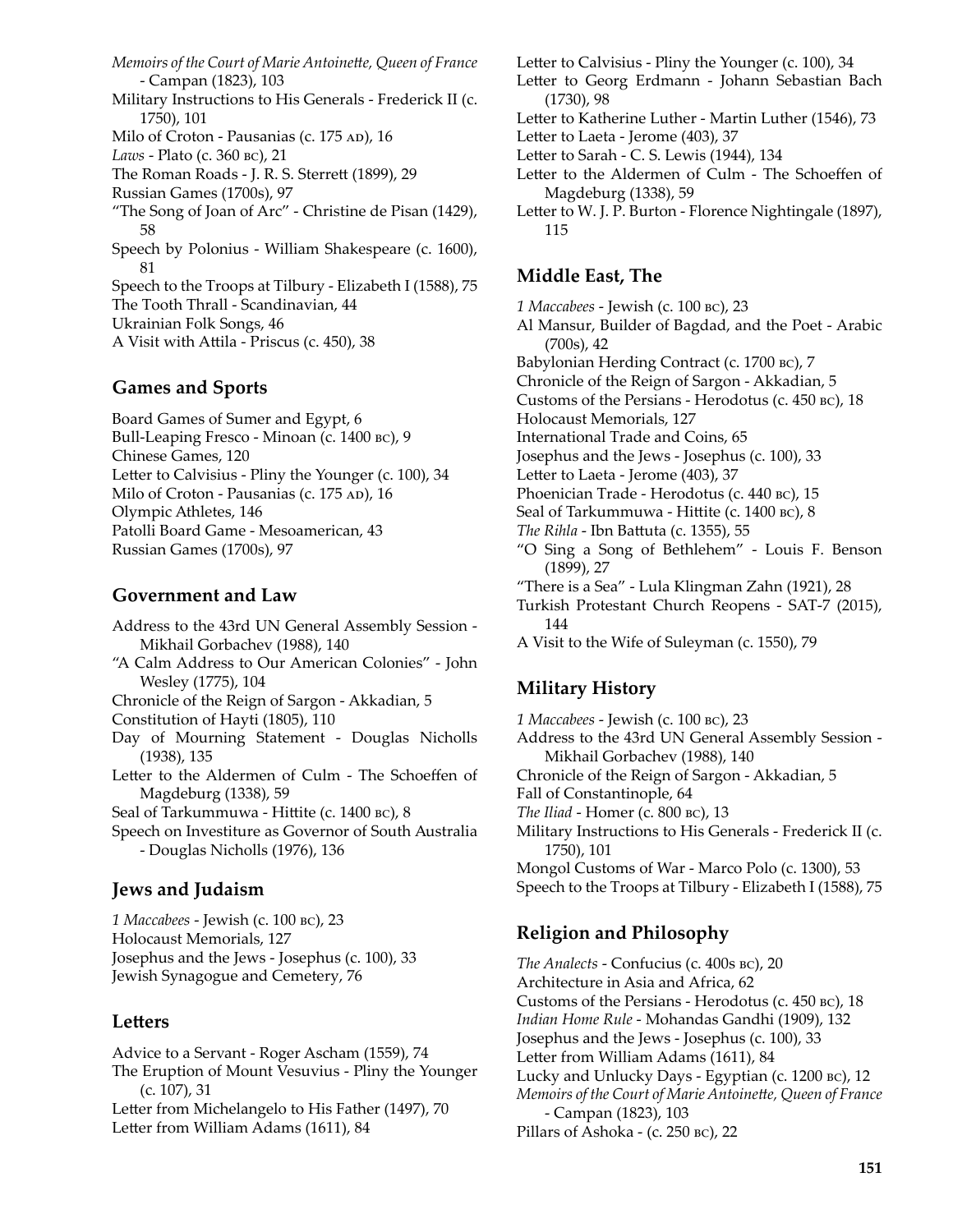*Memoirs of the Court of Marie Antoinette, Queen of France* - Campan (1823), 103
Military Instructions to His Generals - Frederick II (c. 1750), 101
Milo of Croton - Pausanias (c. 175 AD), 16
*Laws* - Plato (c. 360 BC), 21
The Roman Roads - J. R. S. Sterrett (1899), 29
Russian Games (1700s), 97
"The Song of Joan of Arc" - Christine de Pisan (1429), 58
Speech by Polonius - William Shakespeare (c. 1600), 81
Speech to the Troops at Tilbury - Elizabeth I (1588), 75
The Tooth Thrall - Scandinavian, 44
Ukrainian Folk Songs, 46
A Visit with Attila - Priscus (c. 450), 38

## Games and Sports

Board Games of Sumer and Egypt, 6
Bull-Leaping Fresco - Minoan (c. 1400 BC), 9
Chinese Games, 120
Letter to Calvisius - Pliny the Younger (c. 100), 34
Milo of Croton - Pausanias (c. 175 AD), 16
Olympic Athletes, 146
Patolli Board Game - Mesoamerican, 43
Russian Games (1700s), 97

## Government and Law

Address to the 43rd UN General Assembly Session - Mikhail Gorbachev (1988), 140
"A Calm Address to Our American Colonies" - John Wesley (1775), 104
Chronicle of the Reign of Sargon - Akkadian, 5
Constitution of Hayti (1805), 110
Day of Mourning Statement - Douglas Nicholls (1938), 135
Letter to the Aldermen of Culm - The Schoeffen of Magdeburg (1338), 59
Seal of Tarkummuwa - Hittite (c. 1400 BC), 8
Speech on Investiture as Governor of South Australia - Douglas Nicholls (1976), 136

## Jews and Judaism

*1 Maccabees* - Jewish (c. 100 BC), 23
Holocaust Memorials, 127
Josephus and the Jews - Josephus (c. 100), 33
Jewish Synagogue and Cemetery, 76

## Letters

Advice to a Servant - Roger Ascham (1559), 74
The Eruption of Mount Vesuvius - Pliny the Younger (c. 107), 31
Letter from Michelangelo to His Father (1497), 70
Letter from William Adams (1611), 84
Letter to Calvisius - Pliny the Younger (c. 100), 34
Letter to Georg Erdmann - Johann Sebastian Bach (1730), 98
Letter to Katherine Luther - Martin Luther (1546), 73
Letter to Laeta - Jerome (403), 37
Letter to Sarah - C. S. Lewis (1944), 134
Letter to the Aldermen of Culm - The Schoeffen of Magdeburg (1338), 59
Letter to W. J. P. Burton - Florence Nightingale (1897), 115

## Middle East, The

*1 Maccabees* - Jewish (c. 100 BC), 23
Al Mansur, Builder of Bagdad, and the Poet - Arabic (700s), 42
Babylonian Herding Contract (c. 1700 BC), 7
Chronicle of the Reign of Sargon - Akkadian, 5
Customs of the Persians - Herodotus (c. 450 BC), 18
Holocaust Memorials, 127
International Trade and Coins, 65
Josephus and the Jews - Josephus (c. 100), 33
Letter to Laeta - Jerome (403), 37
Phoenician Trade - Herodotus (c. 440 BC), 15
Seal of Tarkummuwa - Hittite (c. 1400 BC), 8
*The Rihla* - Ibn Battuta (c. 1355), 55
"O Sing a Song of Bethlehem" - Louis F. Benson (1899), 27
"There is a Sea" - Lula Klingman Zahn (1921), 28
Turkish Protestant Church Reopens - SAT-7 (2015), 144
A Visit to the Wife of Suleyman (c. 1550), 79

## Military History

*1 Maccabees* - Jewish (c. 100 BC), 23
Address to the 43rd UN General Assembly Session - Mikhail Gorbachev (1988), 140
Chronicle of the Reign of Sargon - Akkadian, 5
Fall of Constantinople, 64
*The Iliad* - Homer (c. 800 BC), 13
Military Instructions to His Generals - Frederick II (c. 1750), 101
Mongol Customs of War - Marco Polo (c. 1300), 53
Speech to the Troops at Tilbury - Elizabeth I (1588), 75

## Religion and Philosophy

*The Analects* - Confucius (c. 400s BC), 20
Architecture in Asia and Africa, 62
Customs of the Persians - Herodotus (c. 450 BC), 18
*Indian Home Rule* - Mohandas Gandhi (1909), 132
Josephus and the Jews - Josephus (c. 100), 33
Letter from William Adams (1611), 84
Lucky and Unlucky Days - Egyptian (c. 1200 BC), 12
*Memoirs of the Court of Marie Antoinette, Queen of France* - Campan (1823), 103
Pillars of Ashoka - (c. 250 BC), 22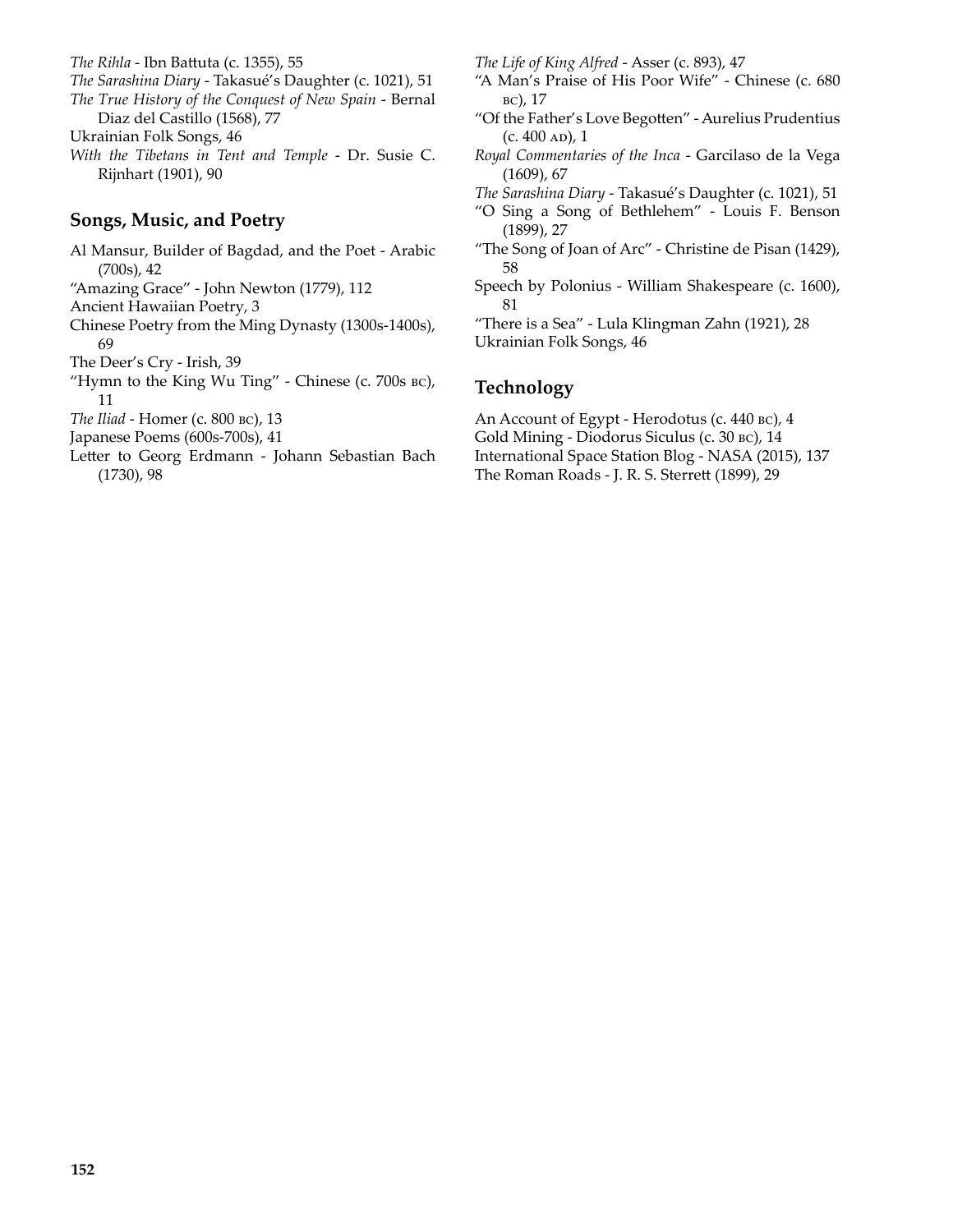*The Rihla* - Ibn Battuta (c. 1355), 55
*The Sarashina Diary* - Takasué's Daughter (c. 1021), 51
*The True History of the Conquest of New Spain* - Bernal Diaz del Castillo (1568), 77
Ukrainian Folk Songs, 46
*With the Tibetans in Tent and Temple* - Dr. Susie C. Rijnhart (1901), 90

## Songs, Music, and Poetry

Al Mansur, Builder of Bagdad, and the Poet - Arabic (700s), 42
"Amazing Grace" - John Newton (1779), 112
Ancient Hawaiian Poetry, 3
Chinese Poetry from the Ming Dynasty (1300s-1400s), 69
The Deer's Cry - Irish, 39
"Hymn to the King Wu Ting" - Chinese (c. 700s BC), 11
*The Iliad* - Homer (c. 800 BC), 13
Japanese Poems (600s-700s), 41
Letter to Georg Erdmann - Johann Sebastian Bach (1730), 98
*The Life of King Alfred* - Asser (c. 893), 47
"A Man's Praise of His Poor Wife" - Chinese (c. 680 BC), 17
"Of the Father's Love Begotten" - Aurelius Prudentius (c. 400 AD), 1
*Royal Commentaries of the Inca* - Garcilaso de la Vega (1609), 67
*The Sarashina Diary* - Takasué's Daughter (c. 1021), 51
"O Sing a Song of Bethlehem" - Louis F. Benson (1899), 27
"The Song of Joan of Arc" - Christine de Pisan (1429), 58
Speech by Polonius - William Shakespeare (c. 1600), 81
"There is a Sea" - Lula Klingman Zahn (1921), 28
Ukrainian Folk Songs, 46

## Technology

An Account of Egypt - Herodotus (c. 440 BC), 4
Gold Mining - Diodorus Siculus (c. 30 BC), 14
International Space Station Blog - NASA (2015), 137
The Roman Roads - J. R. S. Sterrett (1899), 29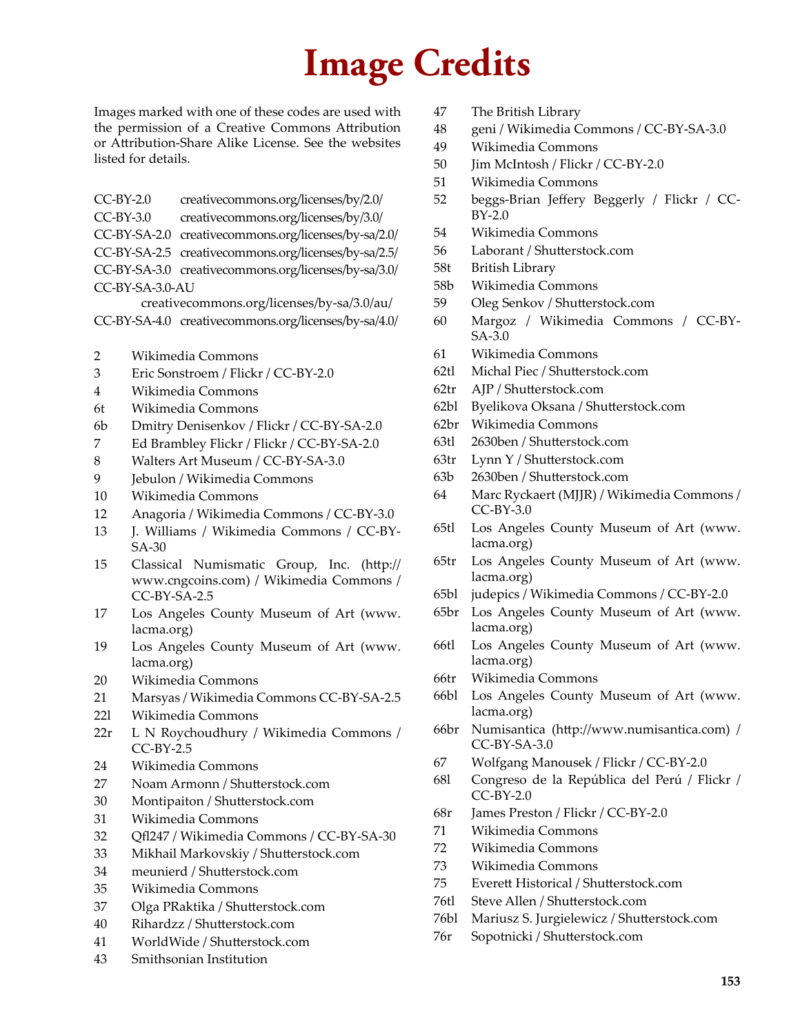# Image Credits

Images marked with one of these codes are used with the permission of a Creative Commons Attribution or Attribution-Share Alike License. See the websites listed for details.

| | |
|---|---|
| CC-BY-2.0 | creativecommons.org/licenses/by/2.0/ |
| CC-BY-3.0 | creativecommons.org/licenses/by/3.0/ |
| CC-BY-SA-2.0 | creativecommons.org/licenses/by-sa/2.0/ |
| CC-BY-SA-2.5 | creativecommons.org/licenses/by-sa/2.5/ |
| CC-BY-SA-3.0 | creativecommons.org/licenses/by-sa/3.0/ |
| CC-BY-SA-3.0-AU | creativecommons.org/licenses/by-sa/3.0/au/ |
| CC-BY-SA-4.0 | creativecommons.org/licenses/by-sa/4.0/ |

| | |
|---|---|
| 2 | Wikimedia Commons |
| 3 | Eric Sonstroem / Flickr / CC-BY-2.0 |
| 4 | Wikimedia Commons |
| 6t | Wikimedia Commons |
| 6b | Dmitry Denisenkov / Flickr / CC-BY-SA-2.0 |
| 7 | Ed Brambley Flickr / Flickr / CC-BY-SA-2.0 |
| 8 | Walters Art Museum / CC-BY-SA-3.0 |
| 9 | Jebulon / Wikimedia Commons |
| 10 | Wikimedia Commons |
| 12 | Anagoria / Wikimedia Commons / CC-BY-3.0 |
| 13 | J. Williams / Wikimedia Commons / CC-BY-SA-30 |
| 15 | Classical Numismatic Group, Inc. (http://www.cngcoins.com) / Wikimedia Commons / CC-BY-SA-2.5 |
| 17 | Los Angeles County Museum of Art (www.lacma.org) |
| 19 | Los Angeles County Museum of Art (www.lacma.org) |
| 20 | Wikimedia Commons |
| 21 | Marsyas / Wikimedia Commons CC-BY-SA-2.5 |
| 22l | Wikimedia Commons |
| 22r | L N Roychoudhury / Wikimedia Commons / CC-BY-2.5 |
| 24 | Wikimedia Commons |
| 27 | Noam Armonn / Shutterstock.com |
| 30 | Montipaiton / Shutterstock.com |
| 31 | Wikimedia Commons |
| 32 | Qfl247 / Wikimedia Commons / CC-BY-SA-30 |
| 33 | Mikhail Markovskiy / Shutterstock.com |
| 34 | meunierd / Shutterstock.com |
| 35 | Wikimedia Commons |
| 37 | Olga PRaktika / Shutterstock.com |
| 40 | Rihardzz / Shutterstock.com |
| 41 | WorldWide / Shutterstock.com |
| 43 | Smithsonian Institution |
| 47 | The British Library |
| 48 | geni / Wikimedia Commons / CC-BY-SA-3.0 |
| 49 | Wikimedia Commons |
| 50 | Jim McIntosh / Flickr / CC-BY-2.0 |
| 51 | Wikimedia Commons |
| 52 | beggs-Brian Jeffery Beggerly / Flickr / CC-BY-2.0 |
| 54 | Wikimedia Commons |
| 56 | Laborant / Shutterstock.com |
| 58t | British Library |
| 58b | Wikimedia Commons |
| 59 | Oleg Senkov / Shutterstock.com |
| 60 | Margoz / Wikimedia Commons / CC-BY-SA-3.0 |
| 61 | Wikimedia Commons |
| 62tl | Michal Piec / Shutterstock.com |
| 62tr | AJP / Shutterstock.com |
| 62bl | Byelikova Oksana / Shutterstock.com |
| 62br | Wikimedia Commons |
| 63tl | 2630ben / Shutterstock.com |
| 63tr | Lynn Y / Shutterstock.com |
| 63b | 2630ben / Shutterstock.com |
| 64 | Marc Ryckaert (MJJR) / Wikimedia Commons / CC-BY-3.0 |
| 65tl | Los Angeles County Museum of Art (www.lacma.org) |
| 65tr | Los Angeles County Museum of Art (www.lacma.org) |
| 65bl | judepics / Wikimedia Commons / CC-BY-2.0 |
| 65br | Los Angeles County Museum of Art (www.lacma.org) |
| 66tl | Los Angeles County Museum of Art (www.lacma.org) |
| 66tr | Wikimedia Commons |
| 66bl | Los Angeles County Museum of Art (www.lacma.org) |
| 66br | Numisantica (http://www.numisantica.com) / CC-BY-SA-3.0 |
| 67 | Wolfgang Manousek / Flickr / CC-BY-2.0 |
| 68l | Congreso de la República del Perú / Flickr / CC-BY-2.0 |
| 68r | James Preston / Flickr / CC-BY-2.0 |
| 71 | Wikimedia Commons |
| 72 | Wikimedia Commons |
| 73 | Wikimedia Commons |
| 75 | Everett Historical / Shutterstock.com |
| 76tl | Steve Allen / Shutterstock.com |
| 76bl | Mariusz S. Jurgielewicz / Shutterstock.com |
| 76r | Sopotnicki / Shutterstock.com |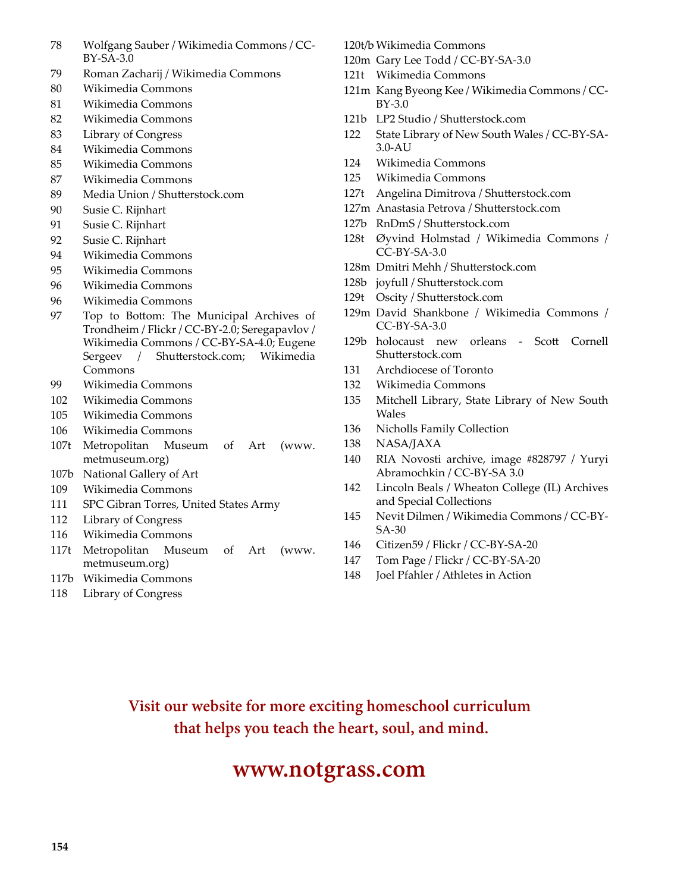78 Wolfgang Sauber / Wikimedia Commons / CC-BY-SA-3.0
79 Roman Zacharij / Wikimedia Commons
80 Wikimedia Commons
81 Wikimedia Commons
82 Wikimedia Commons
83 Library of Congress
84 Wikimedia Commons
85 Wikimedia Commons
87 Wikimedia Commons
89 Media Union / Shutterstock.com
90 Susie C. Rijnhart
91 Susie C. Rijnhart
92 Susie C. Rijnhart
94 Wikimedia Commons
95 Wikimedia Commons
96 Wikimedia Commons
96 Wikimedia Commons
97 Top to Bottom: The Municipal Archives of Trondheim / Flickr / CC-BY-2.0; Seregapavlov / Wikimedia Commons / CC-BY-SA-4.0; Eugene Sergeev / Shutterstock.com; Wikimedia Commons
99 Wikimedia Commons
102 Wikimedia Commons
105 Wikimedia Commons
106 Wikimedia Commons
107t Metropolitan Museum of Art (www.metmuseum.org)
107b National Gallery of Art
109 Wikimedia Commons
111 SPC Gibran Torres, United States Army
112 Library of Congress
116 Wikimedia Commons
117t Metropolitan Museum of Art (www.metmuseum.org)
117b Wikimedia Commons
118 Library of Congress
120t/b Wikimedia Commons
120m Gary Lee Todd / CC-BY-SA-3.0
121t Wikimedia Commons
121m Kang Byeong Kee / Wikimedia Commons / CC-BY-3.0
121b LP2 Studio / Shutterstock.com
122 State Library of New South Wales / CC-BY-SA-3.0-AU
124 Wikimedia Commons
125 Wikimedia Commons
127t Angelina Dimitrova / Shutterstock.com
127m Anastasia Petrova / Shutterstock.com
127b RnDmS / Shutterstock.com
128t Øyvind Holmstad / Wikimedia Commons / CC-BY-SA-3.0
128m Dmitri Mehh / Shutterstock.com
128b joyfull / Shutterstock.com
129t Oscity / Shutterstock.com
129m David Shankbone / Wikimedia Commons / CC-BY-SA-3.0
129b holocaust new orleans - Scott Cornell Shutterstock.com
131 Archdiocese of Toronto
132 Wikimedia Commons
135 Mitchell Library, State Library of New South Wales
136 Nicholls Family Collection
138 NASA/JAXA
140 RIA Novosti archive, image #828797 / Yuryi Abramochkin / CC-BY-SA 3.0
142 Lincoln Beals / Wheaton College (IL) Archives and Special Collections
145 Nevit Dilmen / Wikimedia Commons / CC-BY-SA-30
146 Citizen59 / Flickr / CC-BY-SA-20
147 Tom Page / Flickr / CC-BY-SA-20
148 Joel Pfahler / Athletes in Action

**Visit our website for more exciting homeschool curriculum that helps you teach the heart, soul, and mind.**

## www.notgrass.com